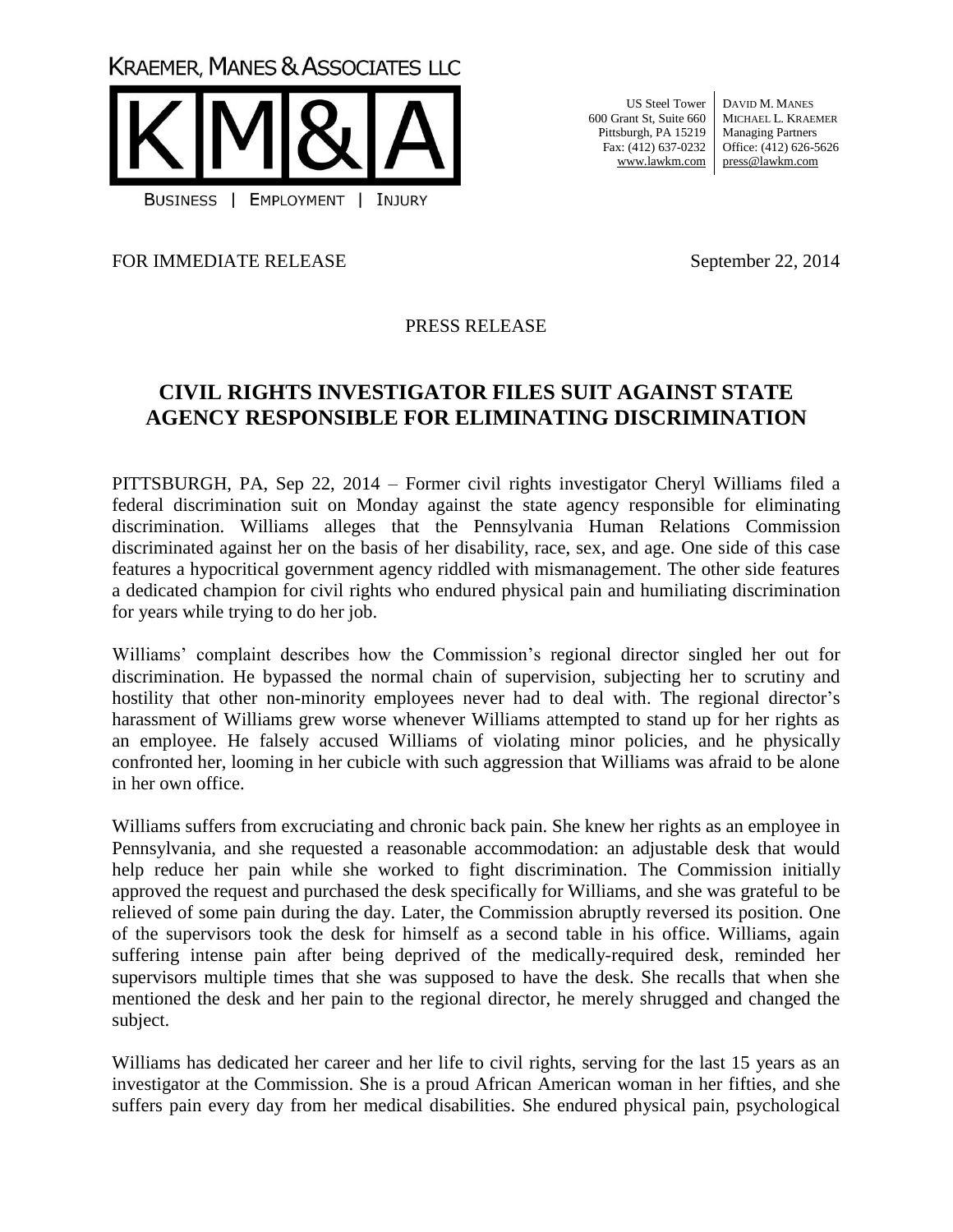KRAEMER, MANES & ASSOCIATES LLC

K|M|&|A

BUSINESS | EMPLOYMENT | INJURY

US Steel Tower
600 Grant St, Suite 660
Pittsburgh, PA 15219
Fax: (412) 637-0232
www.lawkm.com

DAVID M. MANES
MICHAEL L. KRAEMER
Managing Partners
Office: (412) 626-5626
press@lawkm.com

FOR IMMEDIATE RELEASE September 22, 2014

PRESS RELEASE

# CIVIL RIGHTS INVESTIGATOR FILES SUIT AGAINST STATE AGENCY RESPONSIBLE FOR ELIMINATING DISCRIMINATION

PITTSBURGH, PA, Sep 22, 2014 – Former civil rights investigator Cheryl Williams filed a federal discrimination suit on Monday against the state agency responsible for eliminating discrimination. Williams alleges that the Pennsylvania Human Relations Commission discriminated against her on the basis of her disability, race, sex, and age. One side of this case features a hypocritical government agency riddled with mismanagement. The other side features a dedicated champion for civil rights who endured physical pain and humiliating discrimination for years while trying to do her job.

Williams' complaint describes how the Commission's regional director singled her out for discrimination. He bypassed the normal chain of supervision, subjecting her to scrutiny and hostility that other non-minority employees never had to deal with. The regional director's harassment of Williams grew worse whenever Williams attempted to stand up for her rights as an employee. He falsely accused Williams of violating minor policies, and he physically confronted her, looming in her cubicle with such aggression that Williams was afraid to be alone in her own office.

Williams suffers from excruciating and chronic back pain. She knew her rights as an employee in Pennsylvania, and she requested a reasonable accommodation: an adjustable desk that would help reduce her pain while she worked to fight discrimination. The Commission initially approved the request and purchased the desk specifically for Williams, and she was grateful to be relieved of some pain during the day. Later, the Commission abruptly reversed its position. One of the supervisors took the desk for himself as a second table in his office. Williams, again suffering intense pain after being deprived of the medically-required desk, reminded her supervisors multiple times that she was supposed to have the desk. She recalls that when she mentioned the desk and her pain to the regional director, he merely shrugged and changed the subject.

Williams has dedicated her career and her life to civil rights, serving for the last 15 years as an investigator at the Commission. She is a proud African American woman in her fifties, and she suffers pain every day from her medical disabilities. She endured physical pain, psychological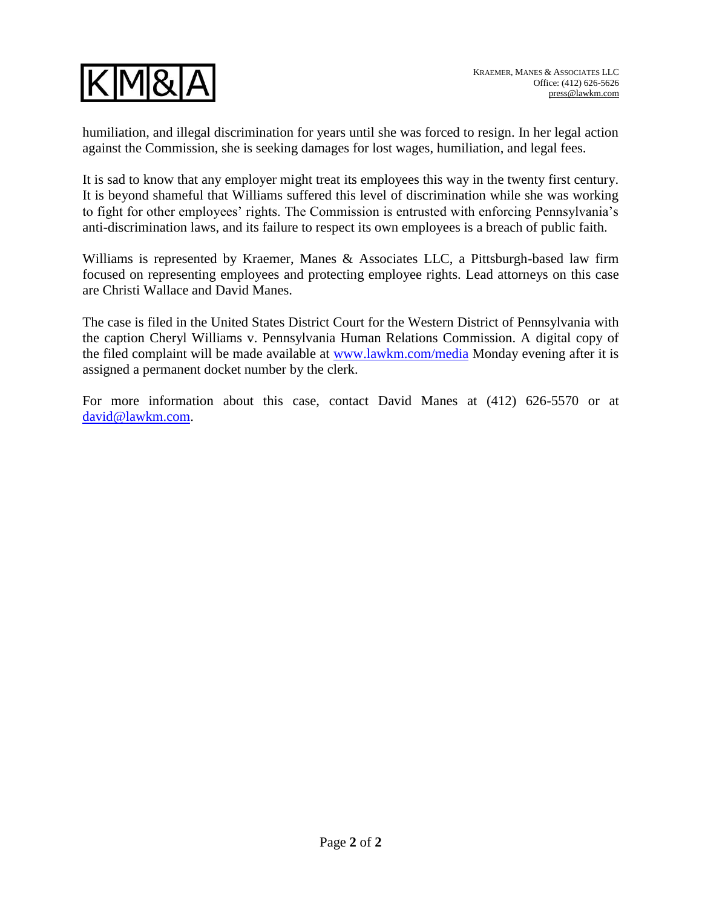humiliation, and illegal discrimination for years until she was forced to resign. In her legal action against the Commission, she is seeking damages for lost wages, humiliation, and legal fees.

It is sad to know that any employer might treat its employees this way in the twenty first century. It is beyond shameful that Williams suffered this level of discrimination while she was working to fight for other employees' rights. The Commission is entrusted with enforcing Pennsylvania's anti-discrimination laws, and its failure to respect its own employees is a breach of public faith.

Williams is represented by Kraemer, Manes & Associates LLC, a Pittsburgh-based law firm focused on representing employees and protecting employee rights. Lead attorneys on this case are Christi Wallace and David Manes.

The case is filed in the United States District Court for the Western District of Pennsylvania with the caption Cheryl Williams v. Pennsylvania Human Relations Commission. A digital copy of the filed complaint will be made available at www.lawkm.com/media Monday evening after it is assigned a permanent docket number by the clerk.

For more information about this case, contact David Manes at (412) 626-5570 or at david@lawkm.com.